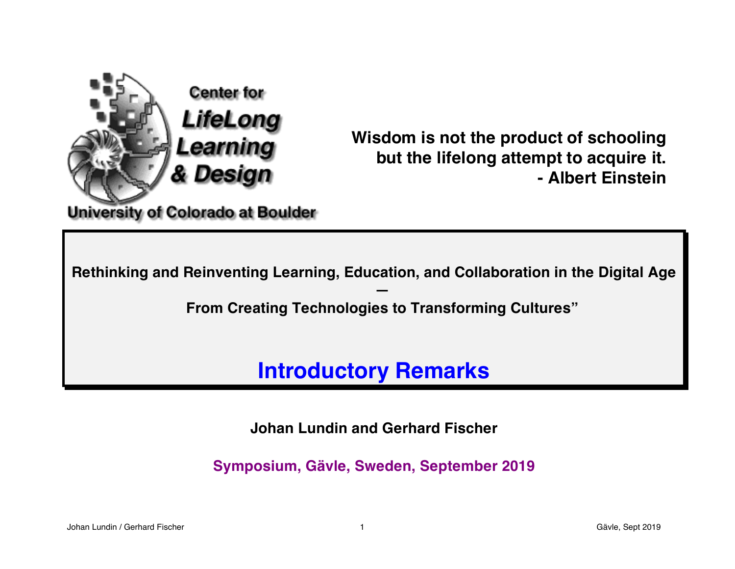Center for LifeLong Learning & Design

University of Colorado at Boulder

**Wisdom is not the product of schooling but the lifelong attempt to acquire it.**
**- Albert Einstein**

**Rethinking and Reinventing Learning, Education, and Collaboration in the Digital Age**
**—**
**From Creating Technologies to Transforming Cultures"**

# Introductory Remarks

**Johan Lundin and Gerhard Fischer**

**Symposium, Gävle, Sweden, September 2019**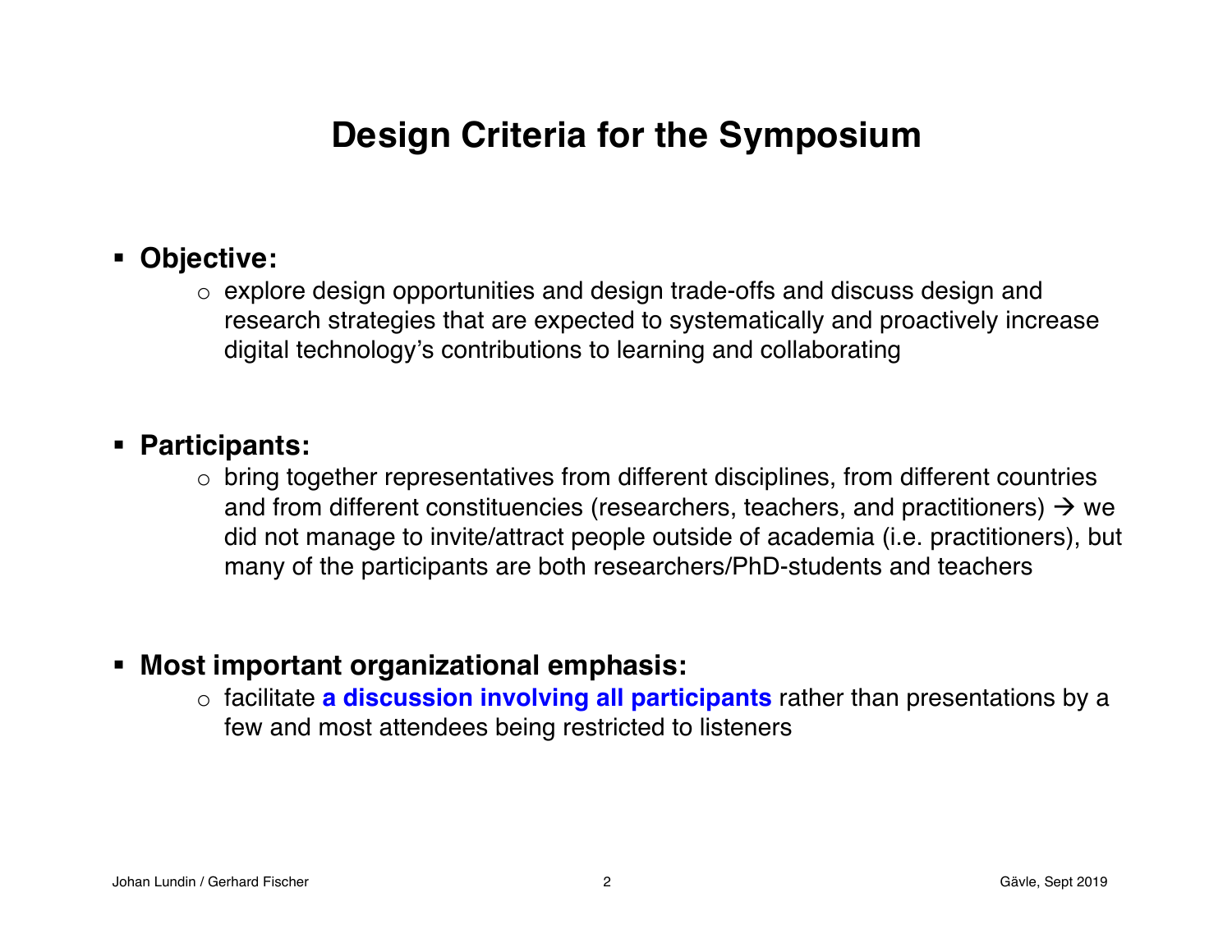# Design Criteria for the Symposium

- **Objective:**
  - explore design opportunities and design trade-offs and discuss design and research strategies that are expected to systematically and proactively increase digital technology's contributions to learning and collaborating

- **Participants:**
  - bring together representatives from different disciplines, from different countries and from different constituencies (researchers, teachers, and practitioners) → we did not manage to invite/attract people outside of academia (i.e. practitioners), but many of the participants are both researchers/PhD-students and teachers

- **Most important organizational emphasis:**
  - facilitate **a discussion involving all participants** rather than presentations by a few and most attendees being restricted to listeners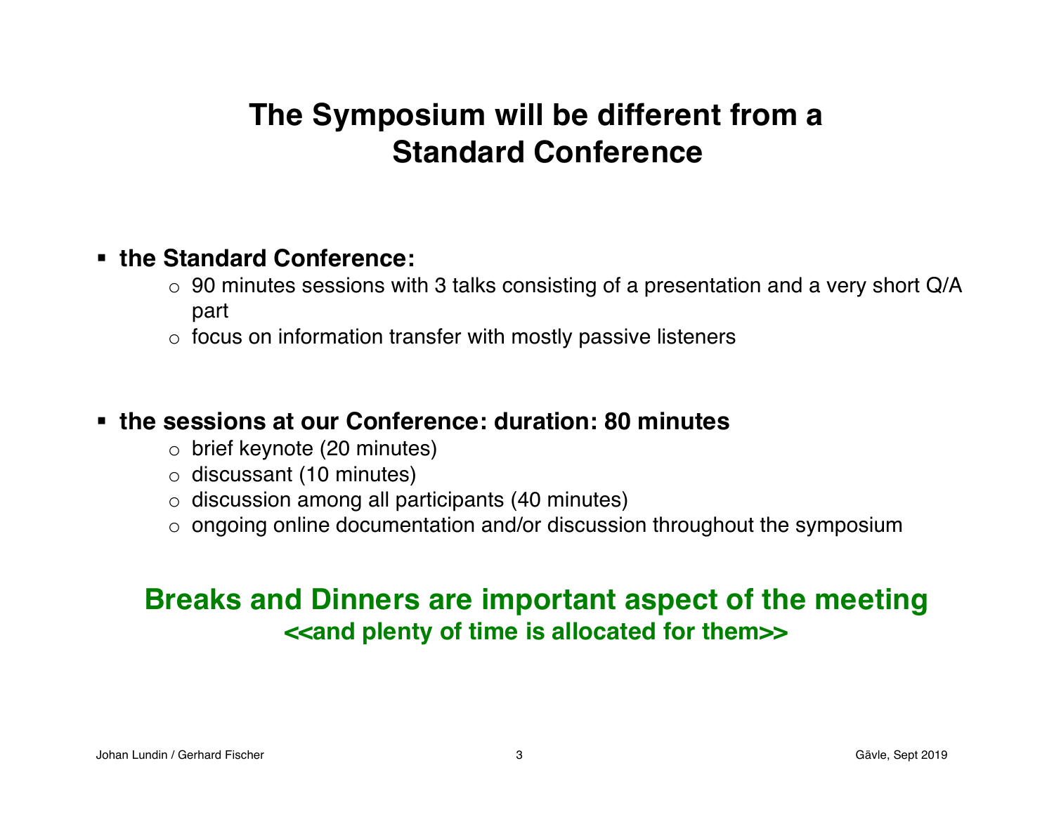# The Symposium will be different from a Standard Conference

- **the Standard Conference:**
  - 90 minutes sessions with 3 talks consisting of a presentation and a very short Q/A part
  - focus on information transfer with mostly passive listeners

- **the sessions at our Conference: duration: 80 minutes**
  - brief keynote (20 minutes)
  - discussant (10 minutes)
  - discussion among all participants (40 minutes)
  - ongoing online documentation and/or discussion throughout the symposium

**Breaks and Dinners are important aspect of the meeting**

**<<and plenty of time is allocated for them>>**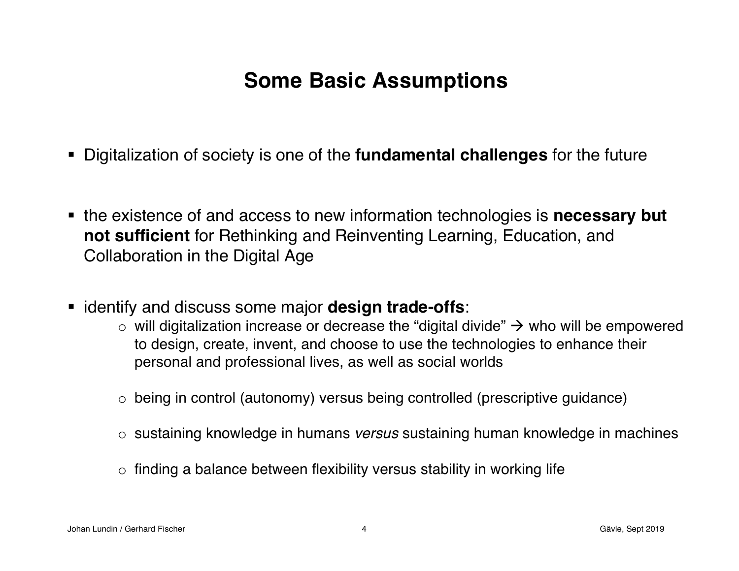# Some Basic Assumptions

- Digitalization of society is one of the **fundamental challenges** for the future

- the existence of and access to new information technologies is **necessary but not sufficient** for Rethinking and Reinventing Learning, Education, and Collaboration in the Digital Age

- identify and discuss some major **design trade-offs**:
  - will digitalization increase or decrease the "digital divide" → who will be empowered to design, create, invent, and choose to use the technologies to enhance their personal and professional lives, as well as social worlds
  - being in control (autonomy) versus being controlled (prescriptive guidance)
  - sustaining knowledge in humans *versus* sustaining human knowledge in machines
  - finding a balance between flexibility versus stability in working life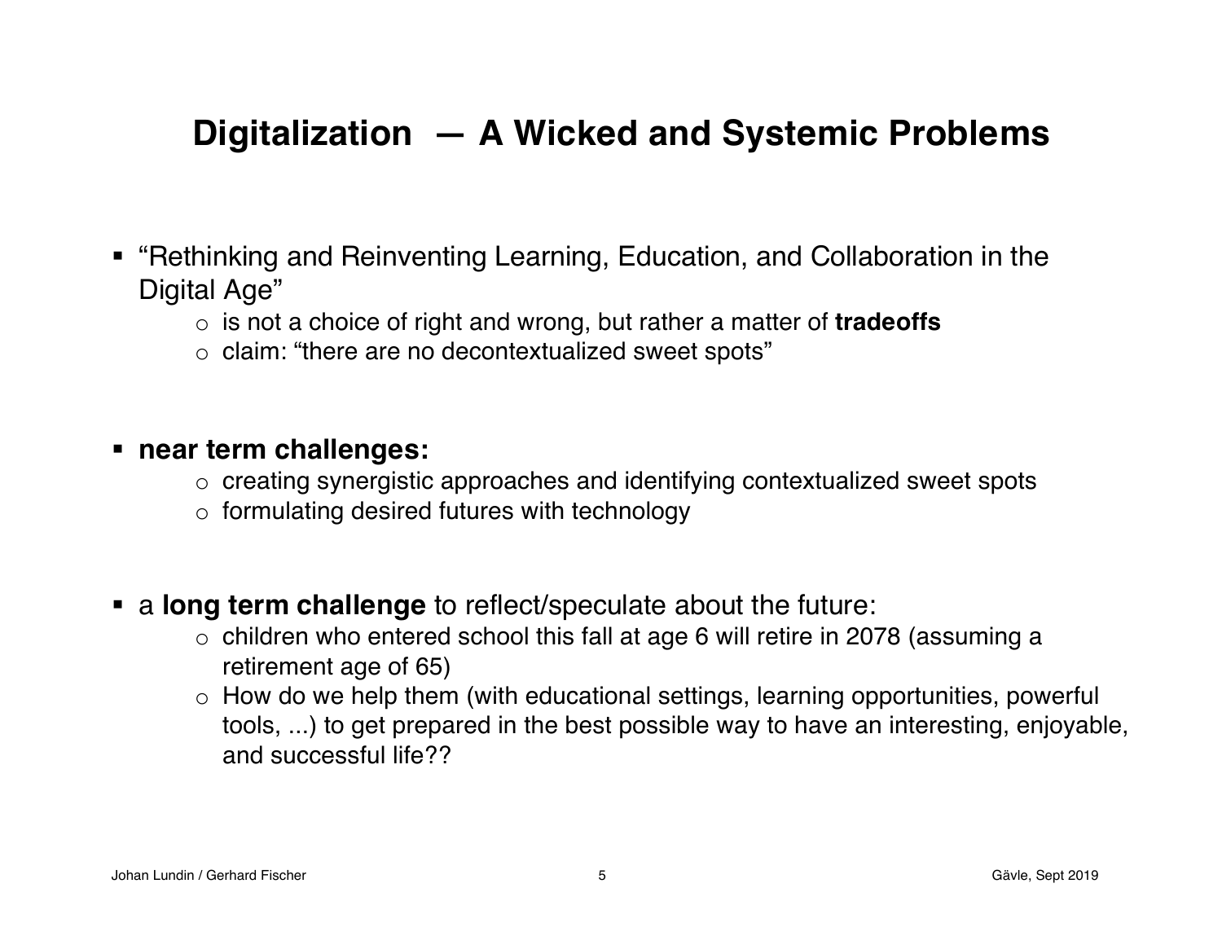# Digitalization — A Wicked and Systemic Problems

- “Rethinking and Reinventing Learning, Education, and Collaboration in the Digital Age”
  - is not a choice of right and wrong, but rather a matter of **tradeoffs**
  - claim: “there are no decontextualized sweet spots”

- **near term challenges:**
  - creating synergistic approaches and identifying contextualized sweet spots
  - formulating desired futures with technology

- a **long term challenge** to reflect/speculate about the future:
  - children who entered school this fall at age 6 will retire in 2078 (assuming a retirement age of 65)
  - How do we help them (with educational settings, learning opportunities, powerful tools, ...) to get prepared in the best possible way to have an interesting, enjoyable, and successful life??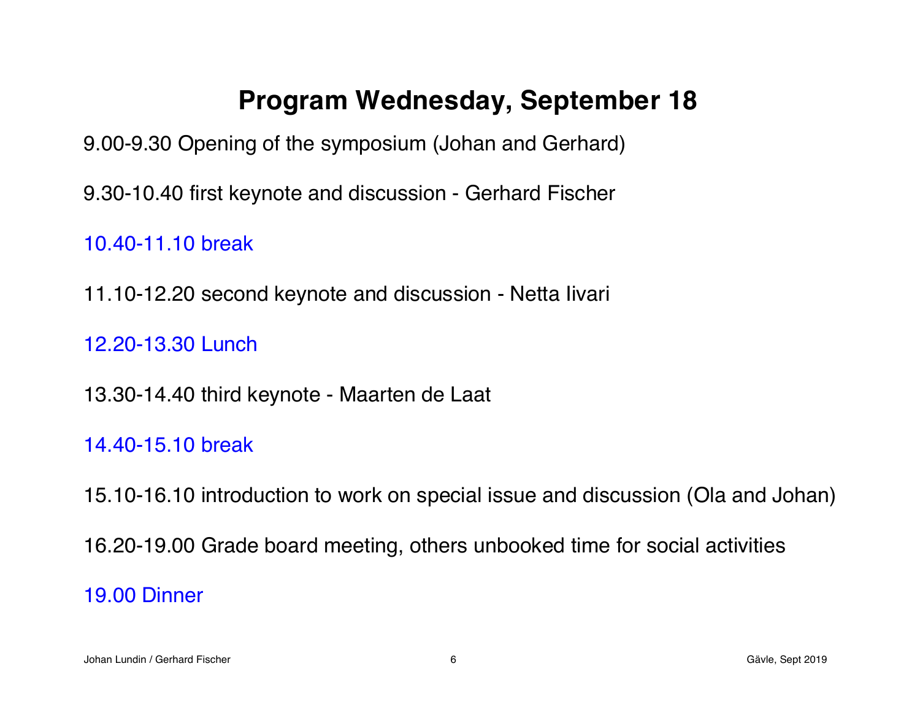# Program Wednesday, September 18

9.00-9.30 Opening of the symposium (Johan and Gerhard)

9.30-10.40 first keynote and discussion - Gerhard Fischer

10.40-11.10 break

11.10-12.20 second keynote and discussion - Netta Iivari

12.20-13.30 Lunch

13.30-14.40 third keynote - Maarten de Laat

14.40-15.10 break

15.10-16.10 introduction to work on special issue and discussion (Ola and Johan)

16.20-19.00 Grade board meeting, others unbooked time for social activities

19.00 Dinner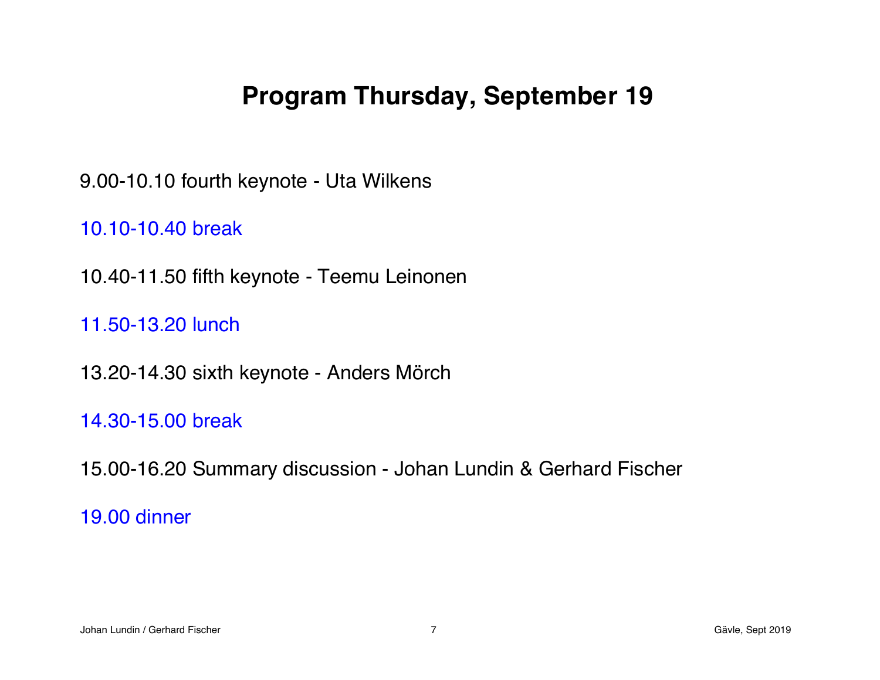# Program Thursday, September 19

9.00-10.10 fourth keynote - Uta Wilkens

10.10-10.40 break

10.40-11.50 fifth keynote - Teemu Leinonen

11.50-13.20 lunch

13.20-14.30 sixth keynote - Anders Mörch

14.30-15.00 break

15.00-16.20 Summary discussion - Johan Lundin & Gerhard Fischer

19.00 dinner